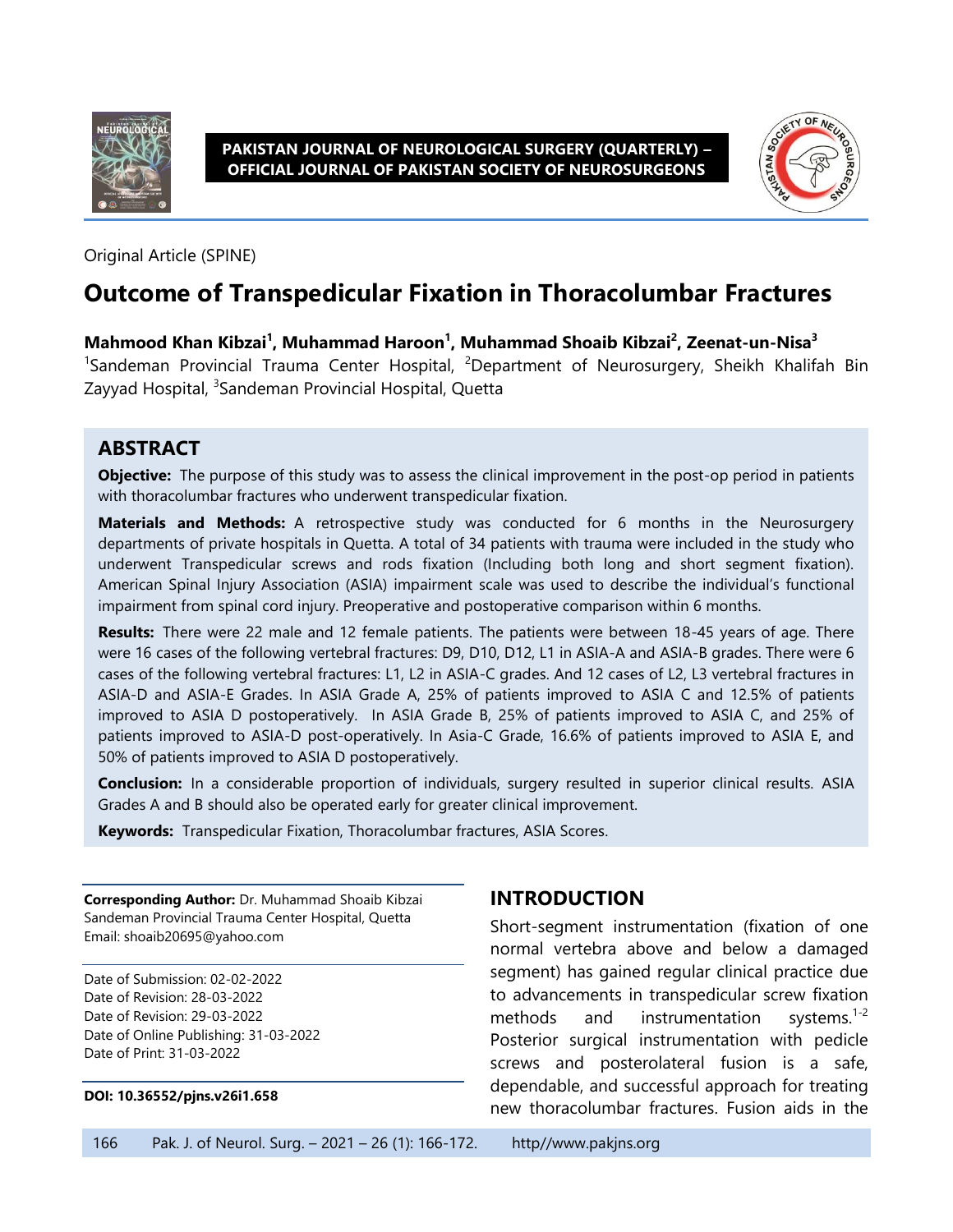Original Article (SPINE)

# Outcome of Transpedicular Fixation in Thoracolumbar Fractures

**Mahmood Khan Kibzai[1], Muhammad Haroon[1], Muhammad Shoaib Kibzai[2], Zeenat-un-Nisa[3]**

[1]Sandeman Provincial Trauma Center Hospital, [2]Department of Neurosurgery, Sheikh Khalifah Bin Zayyad Hospital, [3]Sandeman Provincial Hospital, Quetta

## ABSTRACT

**Objective:** The purpose of this study was to assess the clinical improvement in the post-op period in patients with thoracolumbar fractures who underwent transpedicular fixation.

**Materials and Methods:** A retrospective study was conducted for 6 months in the Neurosurgery departments of private hospitals in Quetta. A total of 34 patients with trauma were included in the study who underwent Transpedicular screws and rods fixation (Including both long and short segment fixation). American Spinal Injury Association (ASIA) impairment scale was used to describe the individual's functional impairment from spinal cord injury. Preoperative and postoperative comparison within 6 months.

**Results:** There were 22 male and 12 female patients. The patients were between 18-45 years of age. There were 16 cases of the following vertebral fractures: D9, D10, D12, L1 in ASIA-A and ASIA-B grades. There were 6 cases of the following vertebral fractures: L1, L2 in ASIA-C grades. And 12 cases of L2, L3 vertebral fractures in ASIA-D and ASIA-E Grades. In ASIA Grade A, 25% of patients improved to ASIA C and 12.5% of patients improved to ASIA D postoperatively. In ASIA Grade B, 25% of patients improved to ASIA C, and 25% of patients improved to ASIA-D post-operatively. In Asia-C Grade, 16.6% of patients improved to ASIA E, and 50% of patients improved to ASIA D postoperatively.

**Conclusion:** In a considerable proportion of individuals, surgery resulted in superior clinical results. ASIA Grades A and B should also be operated early for greater clinical improvement.

**Keywords:** Transpedicular Fixation, Thoracolumbar fractures, ASIA Scores.

**Corresponding Author:** Dr. Muhammad Shoaib Kibzai
Sandeman Provincial Trauma Center Hospital, Quetta
Email: shoaib20695@yahoo.com

Date of Submission: 02-02-2022
Date of Revision: 28-03-2022
Date of Revision: 29-03-2022
Date of Online Publishing: 31-03-2022
Date of Print: 31-03-2022

**DOI: 10.36552/pjns.v26i1.658**

## INTRODUCTION

Short-segment instrumentation (fixation of one normal vertebra above and below a damaged segment) has gained regular clinical practice due to advancements in transpedicular screw fixation methods and instrumentation systems.[1-2] Posterior surgical instrumentation with pedicle screws and posterolateral fusion is a safe, dependable, and successful approach for treating new thoracolumbar fractures. Fusion aids in the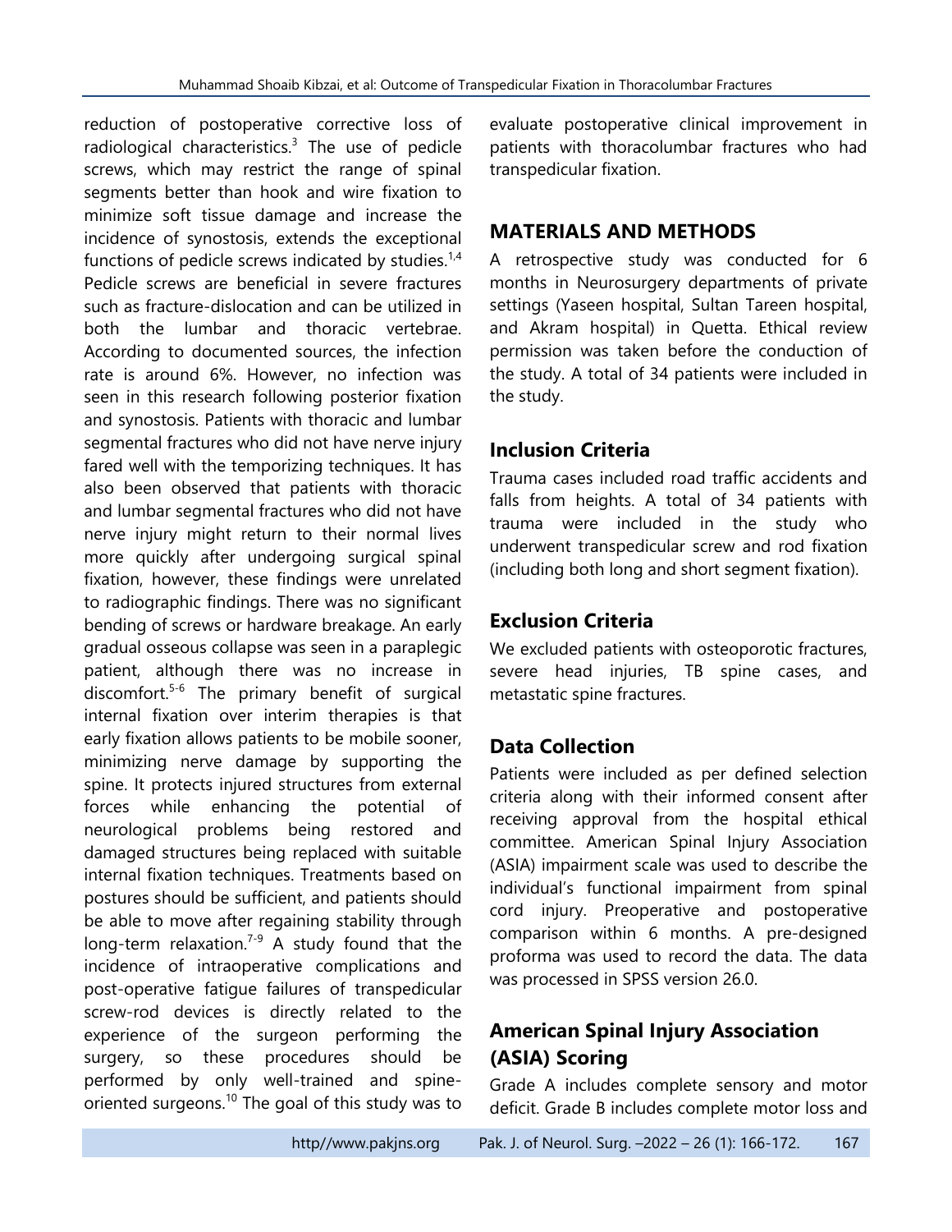reduction of postoperative corrective loss of radiological characteristics.[3] The use of pedicle screws, which may restrict the range of spinal segments better than hook and wire fixation to minimize soft tissue damage and increase the incidence of synostosis, extends the exceptional functions of pedicle screws indicated by studies.[1,4] Pedicle screws are beneficial in severe fractures such as fracture-dislocation and can be utilized in both the lumbar and thoracic vertebrae. According to documented sources, the infection rate is around 6%. However, no infection was seen in this research following posterior fixation and synostosis. Patients with thoracic and lumbar segmental fractures who did not have nerve injury fared well with the temporizing techniques. It has also been observed that patients with thoracic and lumbar segmental fractures who did not have nerve injury might return to their normal lives more quickly after undergoing surgical spinal fixation, however, these findings were unrelated to radiographic findings. There was no significant bending of screws or hardware breakage. An early gradual osseous collapse was seen in a paraplegic patient, although there was no increase in discomfort.[5-6] The primary benefit of surgical internal fixation over interim therapies is that early fixation allows patients to be mobile sooner, minimizing nerve damage by supporting the spine. It protects injured structures from external forces while enhancing the potential of neurological problems being restored and damaged structures being replaced with suitable internal fixation techniques. Treatments based on postures should be sufficient, and patients should be able to move after regaining stability through long-term relaxation.[7-9] A study found that the incidence of intraoperative complications and post-operative fatigue failures of transpedicular screw-rod devices is directly related to the experience of the surgeon performing the surgery, so these procedures should be performed by only well-trained and spine-oriented surgeons.[10] The goal of this study was to evaluate postoperative clinical improvement in patients with thoracolumbar fractures who had transpedicular fixation.

## MATERIALS AND METHODS

A retrospective study was conducted for 6 months in Neurosurgery departments of private settings (Yaseen hospital, Sultan Tareen hospital, and Akram hospital) in Quetta. Ethical review permission was taken before the conduction of the study. A total of 34 patients were included in the study.

### Inclusion Criteria

Trauma cases included road traffic accidents and falls from heights. A total of 34 patients with trauma were included in the study who underwent transpedicular screw and rod fixation (including both long and short segment fixation).

### Exclusion Criteria

We excluded patients with osteoporotic fractures, severe head injuries, TB spine cases, and metastatic spine fractures.

### Data Collection

Patients were included as per defined selection criteria along with their informed consent after receiving approval from the hospital ethical committee. American Spinal Injury Association (ASIA) impairment scale was used to describe the individual's functional impairment from spinal cord injury. Preoperative and postoperative comparison within 6 months. A pre-designed proforma was used to record the data. The data was processed in SPSS version 26.0.

### American Spinal Injury Association (ASIA) Scoring

Grade A includes complete sensory and motor deficit. Grade B includes complete motor loss and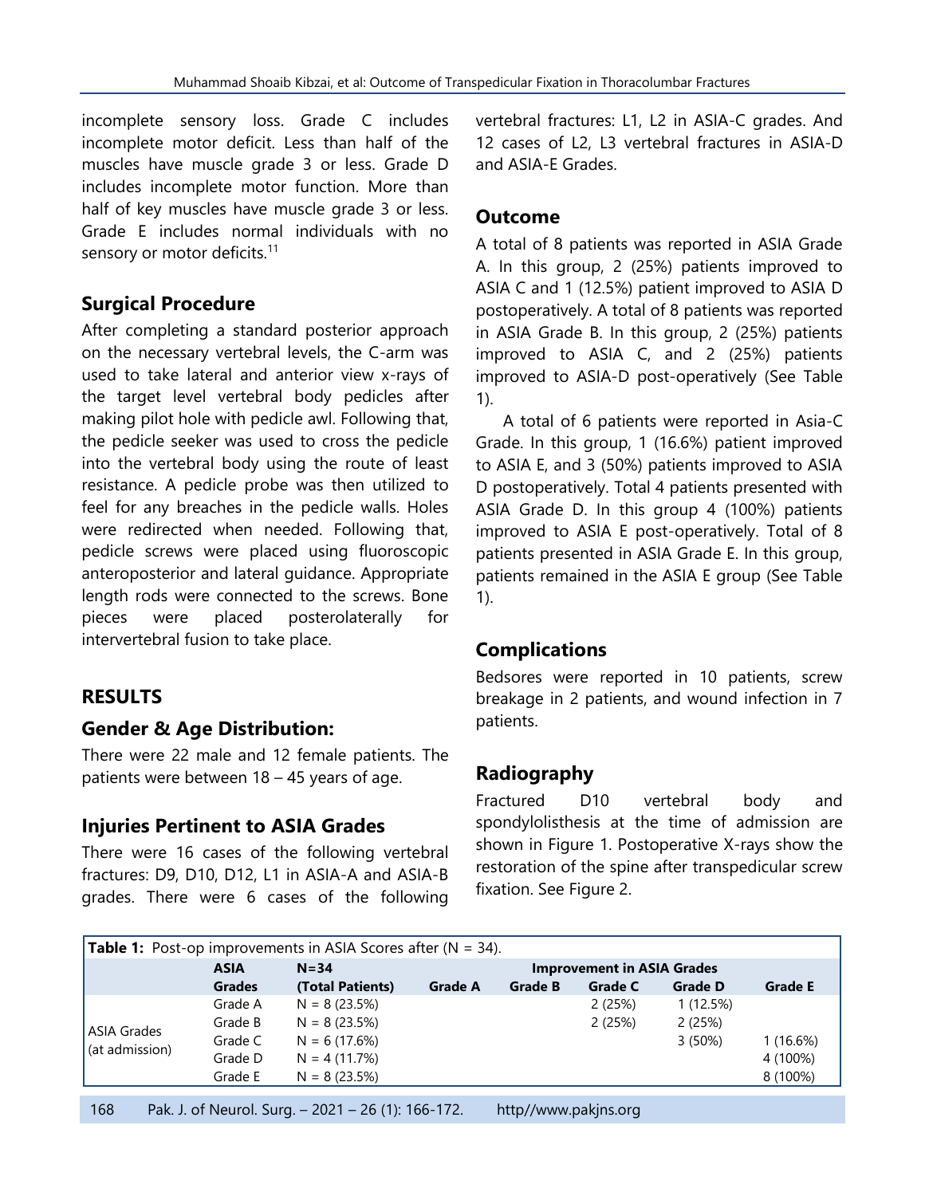incomplete sensory loss. Grade C includes incomplete motor deficit. Less than half of the muscles have muscle grade 3 or less. Grade D includes incomplete motor function. More than half of key muscles have muscle grade 3 or less. Grade E includes normal individuals with no sensory or motor deficits.[11]

## Surgical Procedure

After completing a standard posterior approach on the necessary vertebral levels, the C-arm was used to take lateral and anterior view x-rays of the target level vertebral body pedicles after making pilot hole with pedicle awl. Following that, the pedicle seeker was used to cross the pedicle into the vertebral body using the route of least resistance. A pedicle probe was then utilized to feel for any breaches in the pedicle walls. Holes were redirected when needed. Following that, pedicle screws were placed using fluoroscopic anteroposterior and lateral guidance. Appropriate length rods were connected to the screws. Bone pieces were placed posterolaterally for intervertebral fusion to take place.

# RESULTS

## Gender & Age Distribution:

There were 22 male and 12 female patients. The patients were between 18 – 45 years of age.

## Injuries Pertinent to ASIA Grades

There were 16 cases of the following vertebral fractures: D9, D10, D12, L1 in ASIA-A and ASIA-B grades. There were 6 cases of the following vertebral fractures: L1, L2 in ASIA-C grades. And 12 cases of L2, L3 vertebral fractures in ASIA-D and ASIA-E Grades.

## Outcome

A total of 8 patients was reported in ASIA Grade A. In this group, 2 (25%) patients improved to ASIA C and 1 (12.5%) patient improved to ASIA D postoperatively. A total of 8 patients was reported in ASIA Grade B. In this group, 2 (25%) patients improved to ASIA C, and 2 (25%) patients improved to ASIA-D post-operatively (See Table 1).

A total of 6 patients were reported in Asia-C Grade. In this group, 1 (16.6%) patient improved to ASIA E, and 3 (50%) patients improved to ASIA D postoperatively. Total 4 patients presented with ASIA Grade D. In this group 4 (100%) patients improved to ASIA E post-operatively. Total of 8 patients presented in ASIA Grade E. In this group, patients remained in the ASIA E group (See Table 1).

## Complications

Bedsores were reported in 10 patients, screw breakage in 2 patients, and wound infection in 7 patients.

## Radiography

Fractured D10 vertebral body and spondylolisthesis at the time of admission are shown in Figure 1. Postoperative X-rays show the restoration of the spine after transpedicular screw fixation. See Figure 2.

**Table 1:** Post-op improvements in ASIA Scores after (N = 34).

| | ASIA Grades | N=34 (Total Patients) | Improvement in ASIA Grades | | | | |
|---|---|---|---|---|---|---|---|
| | | | Grade A | Grade B | Grade C | Grade D | Grade E |
| ASIA Grades (at admission) | Grade A | N = 8 (23.5%) | | | 2 (25%) | 1 (12.5%) | |
| | Grade B | N = 8 (23.5%) | | | 2 (25%) | 2 (25%) | |
| | Grade C | N = 6 (17.6%) | | | | 3 (50%) | 1 (16.6%) |
| | Grade D | N = 4 (11.7%) | | | | | 4 (100%) |
| | Grade E | N = 8 (23.5%) | | | | | 8 (100%) |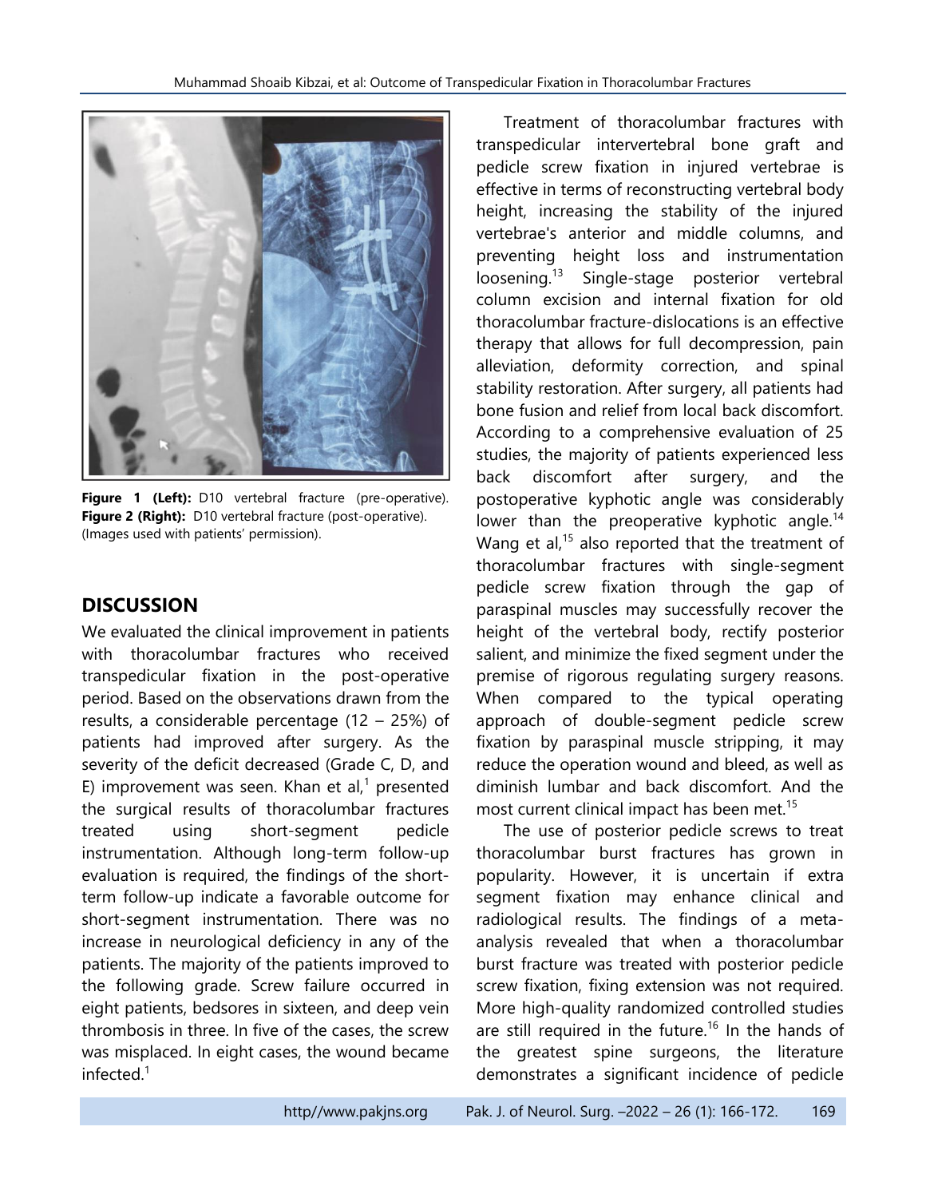Figure 1 (Left): D10 vertebral fracture (pre-operative). **Figure 2 (Right):** D10 vertebral fracture (post-operative). (Images used with patients' permission).

## DISCUSSION

We evaluated the clinical improvement in patients with thoracolumbar fractures who received transpedicular fixation in the post-operative period. Based on the observations drawn from the results, a considerable percentage (12 – 25%) of patients had improved after surgery. As the severity of the deficit decreased (Grade C, D, and E) improvement was seen. Khan et al,[1] presented the surgical results of thoracolumbar fractures treated using short-segment pedicle instrumentation. Although long-term follow-up evaluation is required, the findings of the short-term follow-up indicate a favorable outcome for short-segment instrumentation. There was no increase in neurological deficiency in any of the patients. The majority of the patients improved to the following grade. Screw failure occurred in eight patients, bedsores in sixteen, and deep vein thrombosis in three. In five of the cases, the screw was misplaced. In eight cases, the wound became infected.[1]

Treatment of thoracolumbar fractures with transpedicular intervertebral bone graft and pedicle screw fixation in injured vertebrae is effective in terms of reconstructing vertebral body height, increasing the stability of the injured vertebrae's anterior and middle columns, and preventing height loss and instrumentation loosening.[13] Single-stage posterior vertebral column excision and internal fixation for old thoracolumbar fracture-dislocations is an effective therapy that allows for full decompression, pain alleviation, deformity correction, and spinal stability restoration. After surgery, all patients had bone fusion and relief from local back discomfort. According to a comprehensive evaluation of 25 studies, the majority of patients experienced less back discomfort after surgery, and the postoperative kyphotic angle was considerably lower than the preoperative kyphotic angle.[14] Wang et al,[15] also reported that the treatment of thoracolumbar fractures with single-segment pedicle screw fixation through the gap of paraspinal muscles may successfully recover the height of the vertebral body, rectify posterior salient, and minimize the fixed segment under the premise of rigorous regulating surgery reasons. When compared to the typical operating approach of double-segment pedicle screw fixation by paraspinal muscle stripping, it may reduce the operation wound and bleed, as well as diminish lumbar and back discomfort. And the most current clinical impact has been met.[15]

The use of posterior pedicle screws to treat thoracolumbar burst fractures has grown in popularity. However, it is uncertain if extra segment fixation may enhance clinical and radiological results. The findings of a meta-analysis revealed that when a thoracolumbar burst fracture was treated with posterior pedicle screw fixation, fixing extension was not required. More high-quality randomized controlled studies are still required in the future.[16] In the hands of the greatest spine surgeons, the literature demonstrates a significant incidence of pedicle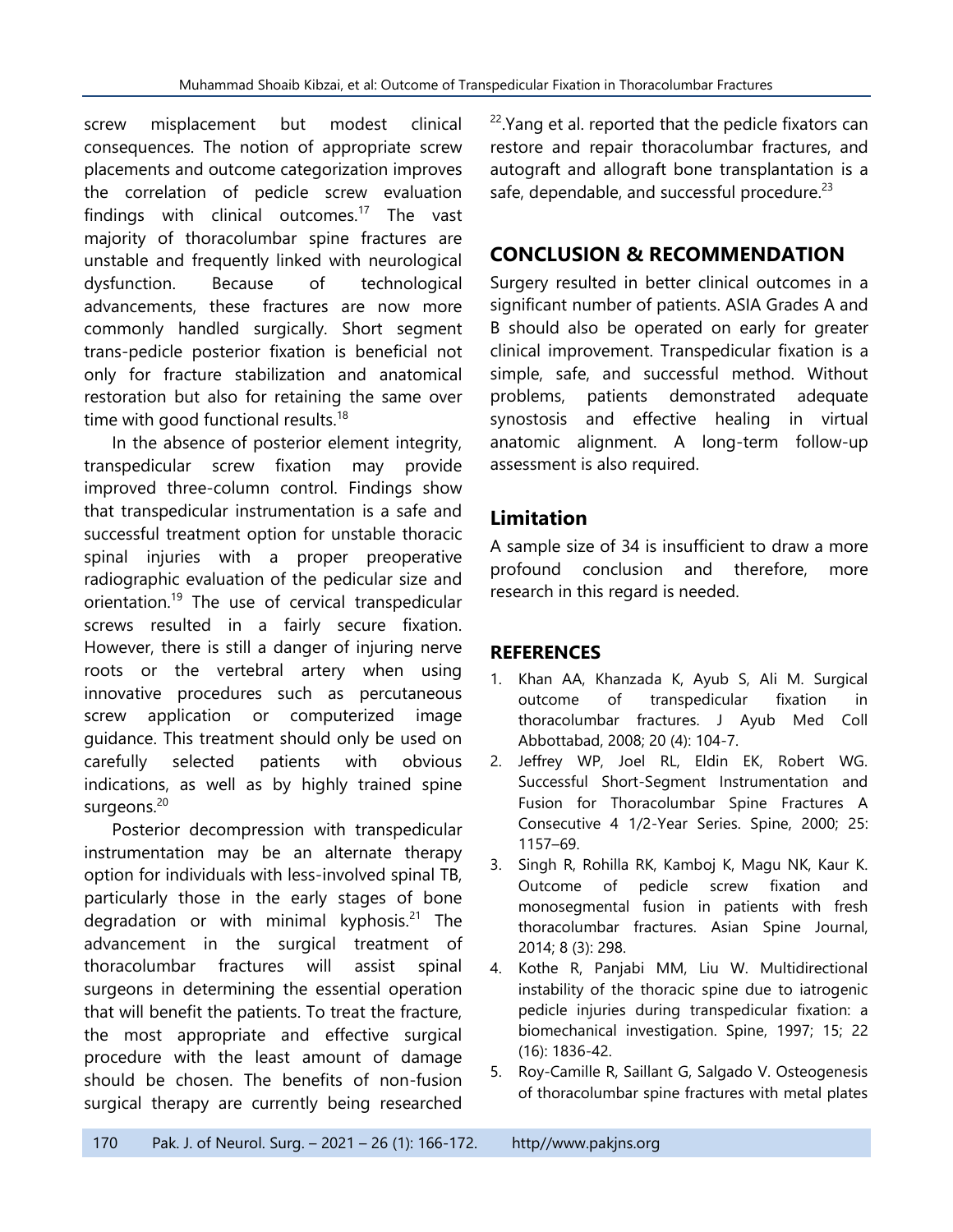screw misplacement but modest clinical consequences. The notion of appropriate screw placements and outcome categorization improves the correlation of pedicle screw evaluation findings with clinical outcomes.[17] The vast majority of thoracolumbar spine fractures are unstable and frequently linked with neurological dysfunction. Because of technological advancements, these fractures are now more commonly handled surgically. Short segment trans-pedicle posterior fixation is beneficial not only for fracture stabilization and anatomical restoration but also for retaining the same over time with good functional results.[18]

In the absence of posterior element integrity, transpedicular screw fixation may provide improved three-column control. Findings show that transpedicular instrumentation is a safe and successful treatment option for unstable thoracic spinal injuries with a proper preoperative radiographic evaluation of the pedicular size and orientation.[19] The use of cervical transpedicular screws resulted in a fairly secure fixation. However, there is still a danger of injuring nerve roots or the vertebral artery when using innovative procedures such as percutaneous screw application or computerized image guidance. This treatment should only be used on carefully selected patients with obvious indications, as well as by highly trained spine surgeons.[20]

Posterior decompression with transpedicular instrumentation may be an alternate therapy option for individuals with less-involved spinal TB, particularly those in the early stages of bone degradation or with minimal kyphosis.[21] The advancement in the surgical treatment of thoracolumbar fractures will assist spinal surgeons in determining the essential operation that will benefit the patients. To treat the fracture, the most appropriate and effective surgical procedure with the least amount of damage should be chosen. The benefits of non-fusion surgical therapy are currently being researched [22]. Yang et al. reported that the pedicle fixators can restore and repair thoracolumbar fractures, and autograft and allograft bone transplantation is a safe, dependable, and successful procedure.[23]

## CONCLUSION & RECOMMENDATION

Surgery resulted in better clinical outcomes in a significant number of patients. ASIA Grades A and B should also be operated on early for greater clinical improvement. Transpedicular fixation is a simple, safe, and successful method. Without problems, patients demonstrated adequate synostosis and effective healing in virtual anatomic alignment. A long-term follow-up assessment is also required.

## Limitation

A sample size of 34 is insufficient to draw a more profound conclusion and therefore, more research in this regard is needed.

## REFERENCES

1. Khan AA, Khanzada K, Ayub S, Ali M. Surgical outcome of transpedicular fixation in thoracolumbar fractures. J Ayub Med Coll Abbottabad, 2008; 20 (4): 104-7.
2. Jeffrey WP, Joel RL, Eldin EK, Robert WG. Successful Short-Segment Instrumentation and Fusion for Thoracolumbar Spine Fractures A Consecutive 4 1/2-Year Series. Spine, 2000; 25: 1157–69.
3. Singh R, Rohilla RK, Kamboj K, Magu NK, Kaur K. Outcome of pedicle screw fixation and monosegmental fusion in patients with fresh thoracolumbar fractures. Asian Spine Journal, 2014; 8 (3): 298.
4. Kothe R, Panjabi MM, Liu W. Multidirectional instability of the thoracic spine due to iatrogenic pedicle injuries during transpedicular fixation: a biomechanical investigation. Spine, 1997; 15; 22 (16): 1836-42.
5. Roy-Camille R, Saillant G, Salgado V. Osteogenesis of thoracolumbar spine fractures with metal plates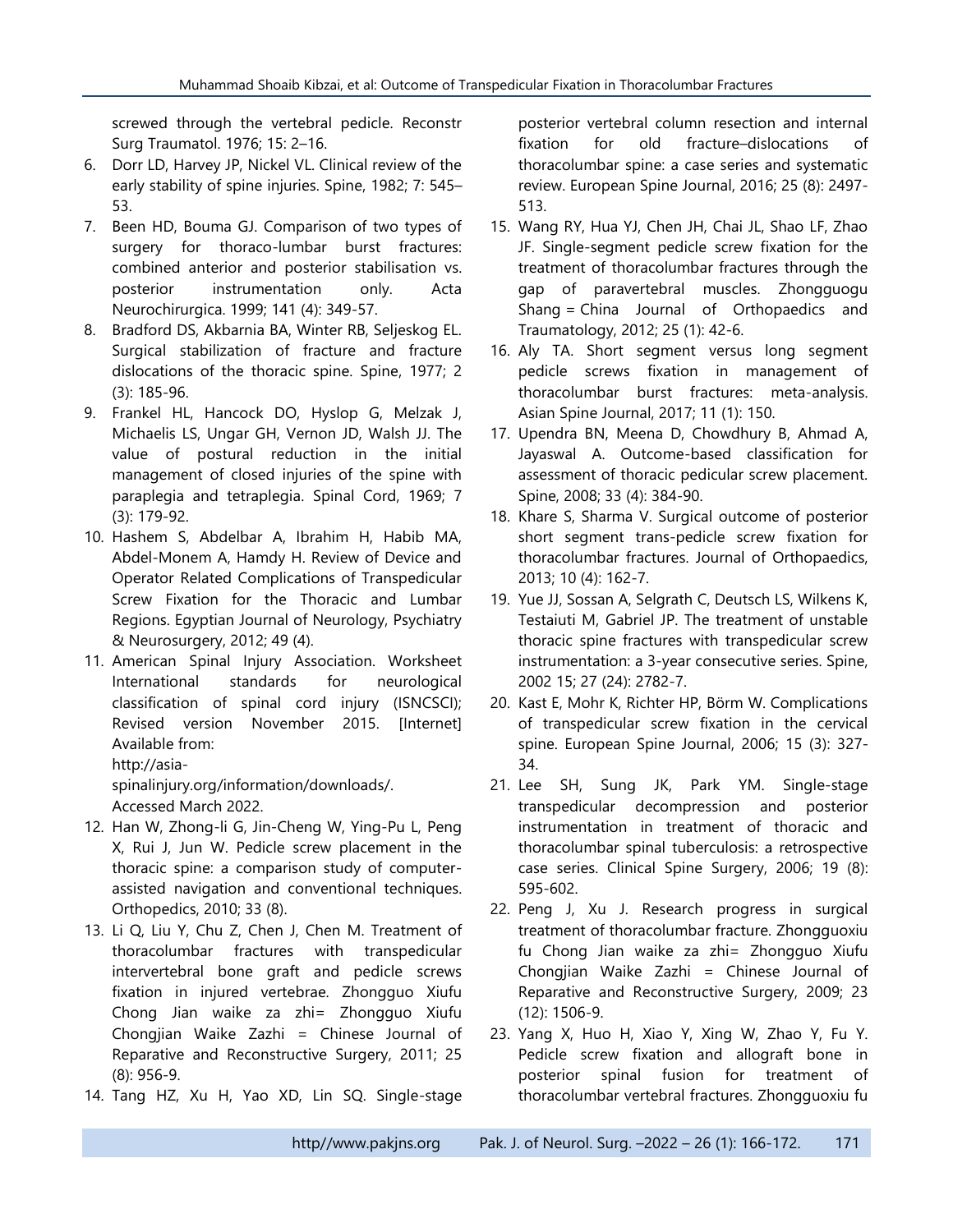screwed through the vertebral pedicle. Reconstr Surg Traumatol. 1976; 15: 2–16.

6. Dorr LD, Harvey JP, Nickel VL. Clinical review of the early stability of spine injuries. Spine, 1982; 7: 545–53.
7. Been HD, Bouma GJ. Comparison of two types of surgery for thoraco-lumbar burst fractures: combined anterior and posterior stabilisation vs. posterior instrumentation only. Acta Neurochirurgica. 1999; 141 (4): 349-57.
8. Bradford DS, Akbarnia BA, Winter RB, Seljeskog EL. Surgical stabilization of fracture and fracture dislocations of the thoracic spine. Spine, 1977; 2 (3): 185-96.
9. Frankel HL, Hancock DO, Hyslop G, Melzak J, Michaelis LS, Ungar GH, Vernon JD, Walsh JJ. The value of postural reduction in the initial management of closed injuries of the spine with paraplegia and tetraplegia. Spinal Cord, 1969; 7 (3): 179-92.
10. Hashem S, Abdelbar A, Ibrahim H, Habib MA, Abdel-Monem A, Hamdy H. Review of Device and Operator Related Complications of Transpedicular Screw Fixation for the Thoracic and Lumbar Regions. Egyptian Journal of Neurology, Psychiatry & Neurosurgery, 2012; 49 (4).
11. American Spinal Injury Association. Worksheet International standards for neurological classification of spinal cord injury (ISNCSCI); Revised version November 2015. [Internet] Available from: http://asia-spinalinjury.org/information/downloads/. Accessed March 2022.
12. Han W, Zhong-li G, Jin-Cheng W, Ying-Pu L, Peng X, Rui J, Jun W. Pedicle screw placement in the thoracic spine: a comparison study of computer-assisted navigation and conventional techniques. Orthopedics, 2010; 33 (8).
13. Li Q, Liu Y, Chu Z, Chen J, Chen M. Treatment of thoracolumbar fractures with transpedicular intervertebral bone graft and pedicle screws fixation in injured vertebrae. Zhongguo Xiufu Chong Jian waike za zhi= Zhongguo Xiufu Chongjian Waike Zazhi = Chinese Journal of Reparative and Reconstructive Surgery, 2011; 25 (8): 956-9.
14. Tang HZ, Xu H, Yao XD, Lin SQ. Single-stage posterior vertebral column resection and internal fixation for old fracture–dislocations of thoracolumbar spine: a case series and systematic review. European Spine Journal, 2016; 25 (8): 2497-513.
15. Wang RY, Hua YJ, Chen JH, Chai JL, Shao LF, Zhao JF. Single-segment pedicle screw fixation for the treatment of thoracolumbar fractures through the gap of paravertebral muscles. Zhongguogu Shang = China Journal of Orthopaedics and Traumatology, 2012; 25 (1): 42-6.
16. Aly TA. Short segment versus long segment pedicle screws fixation in management of thoracolumbar burst fractures: meta-analysis. Asian Spine Journal, 2017; 11 (1): 150.
17. Upendra BN, Meena D, Chowdhury B, Ahmad A, Jayaswal A. Outcome-based classification for assessment of thoracic pedicular screw placement. Spine, 2008; 33 (4): 384-90.
18. Khare S, Sharma V. Surgical outcome of posterior short segment trans-pedicle screw fixation for thoracolumbar fractures. Journal of Orthopaedics, 2013; 10 (4): 162-7.
19. Yue JJ, Sossan A, Selgrath C, Deutsch LS, Wilkens K, Testaiuti M, Gabriel JP. The treatment of unstable thoracic spine fractures with transpedicular screw instrumentation: a 3-year consecutive series. Spine, 2002 15; 27 (24): 2782-7.
20. Kast E, Mohr K, Richter HP, Börm W. Complications of transpedicular screw fixation in the cervical spine. European Spine Journal, 2006; 15 (3): 327-34.
21. Lee SH, Sung JK, Park YM. Single-stage transpedicular decompression and posterior instrumentation in treatment of thoracic and thoracolumbar spinal tuberculosis: a retrospective case series. Clinical Spine Surgery, 2006; 19 (8): 595-602.
22. Peng J, Xu J. Research progress in surgical treatment of thoracolumbar fracture. Zhongguoxiu fu Chong Jian waike za zhi= Zhongguo Xiufu Chongjian Waike Zazhi = Chinese Journal of Reparative and Reconstructive Surgery, 2009; 23 (12): 1506-9.
23. Yang X, Huo H, Xiao Y, Xing W, Zhao Y, Fu Y. Pedicle screw fixation and allograft bone in posterior spinal fusion for treatment of thoracolumbar vertebral fractures. Zhongguoxiu fu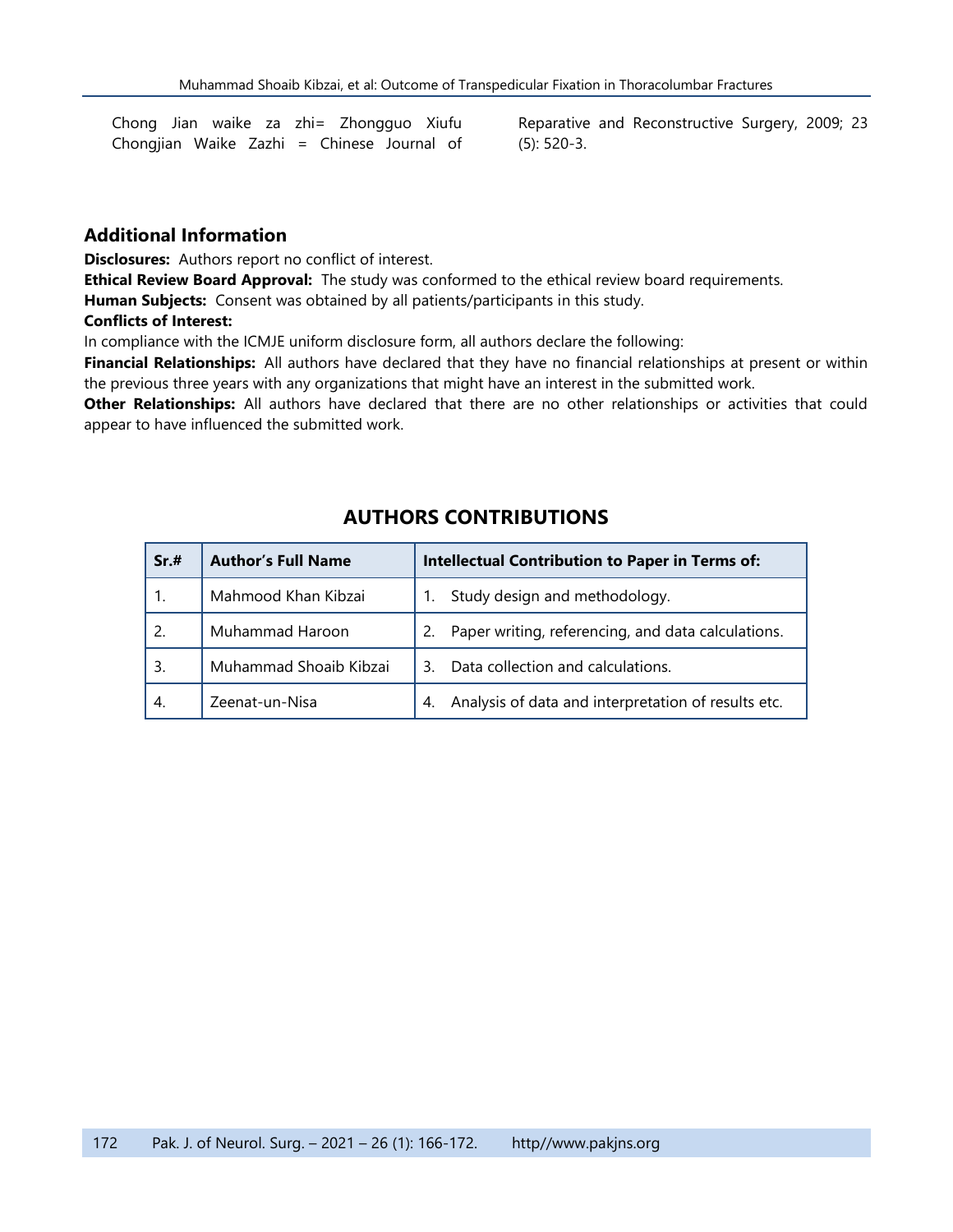Chong Jian waike za zhi= Zhongguo Xiufu Chongjian Waike Zazhi = Chinese Journal of Reparative and Reconstructive Surgery, 2009; 23 (5): 520-3.

## Additional Information

**Disclosures:** Authors report no conflict of interest.

**Ethical Review Board Approval:** The study was conformed to the ethical review board requirements.

**Human Subjects:** Consent was obtained by all patients/participants in this study.

**Conflicts of Interest:**

In compliance with the ICMJE uniform disclosure form, all authors declare the following:

**Financial Relationships:** All authors have declared that they have no financial relationships at present or within the previous three years with any organizations that might have an interest in the submitted work.

**Other Relationships:** All authors have declared that there are no other relationships or activities that could appear to have influenced the submitted work.

## AUTHORS CONTRIBUTIONS

| Sr.# | Author's Full Name | Intellectual Contribution to Paper in Terms of: |
|---|---|---|
| 1. | Mahmood Khan Kibzai | 1. Study design and methodology. |
| 2. | Muhammad Haroon | 2. Paper writing, referencing, and data calculations. |
| 3. | Muhammad Shoaib Kibzai | 3. Data collection and calculations. |
| 4. | Zeenat-un-Nisa | 4. Analysis of data and interpretation of results etc. |